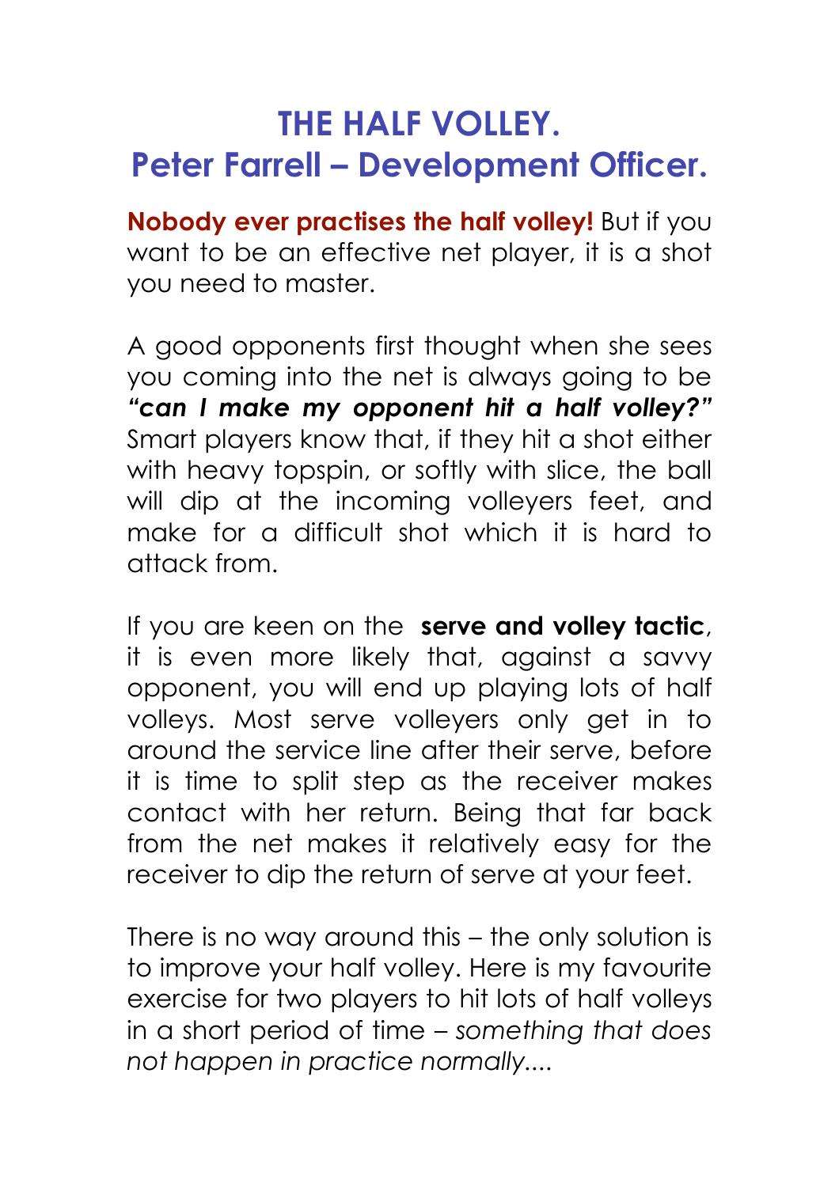# THE HALF VOLLEY.
# Peter Farrell – Development Officer.

**Nobody ever practises the half volley!** But if you want to be an effective net player, it is a shot you need to master.

A good opponents first thought when she sees you coming into the net is always going to be ***"can I make my opponent hit a half volley?"*** Smart players know that, if they hit a shot either with heavy topspin, or softly with slice, the ball will dip at the incoming volleyers feet, and make for a difficult shot which it is hard to attack from.

If you are keen on the **serve and volley tactic**, it is even more likely that, against a savvy opponent, you will end up playing lots of half volleys. Most serve volleyers only get in to around the service line after their serve, before it is time to split step as the receiver makes contact with her return. Being that far back from the net makes it relatively easy for the receiver to dip the return of serve at your feet.

There is no way around this – the only solution is to improve your half volley. Here is my favourite exercise for two players to hit lots of half volleys in a short period of time – *something that does not happen in practice normally....*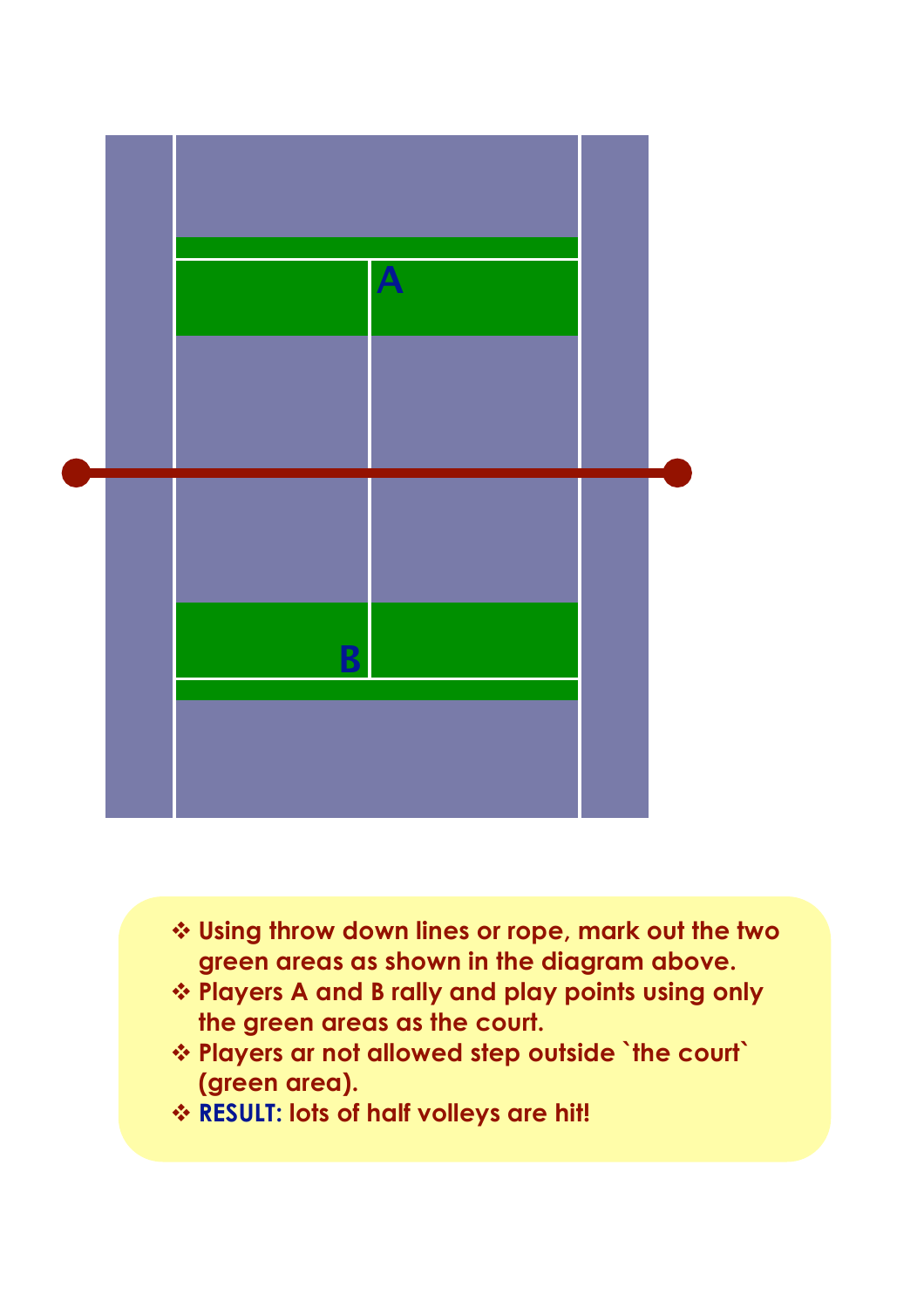A

B

- Using throw down lines or rope, mark out the two green areas as shown in the diagram above.
- Players A and B rally and play points using only the green areas as the court.
- Players ar not allowed step outside `the court` (green area).
- **RESULT:** lots of half volleys are hit!